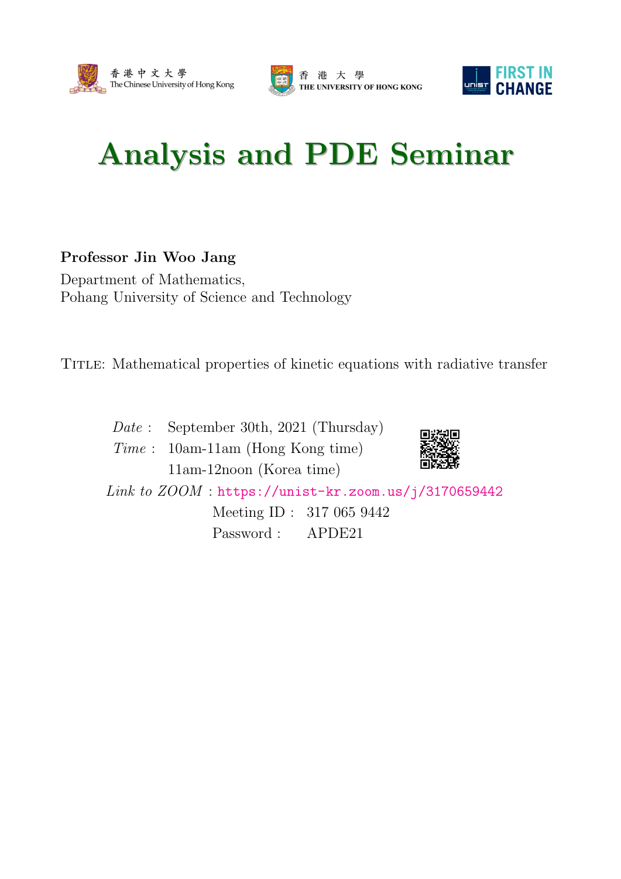香港中文大學 The Chinese University of Hong Kong

香港大學 THE UNIVERSITY OF HONG KONG

UNIST FIRST IN CHANGE

# Analysis and PDE Seminar

**Professor Jin Woo Jang**

Department of Mathematics,
Pohang University of Science and Technology

Title: Mathematical properties of kinetic equations with radiative transfer

*Date* : September 30th, 2021 (Thursday)

*Time* : 10am-11am (Hong Kong time)
11am-12noon (Korea time)

*Link to ZOOM* : https://unist-kr.zoom.us/j/3170659442

Meeting ID : 317 065 9442

Password : APDE21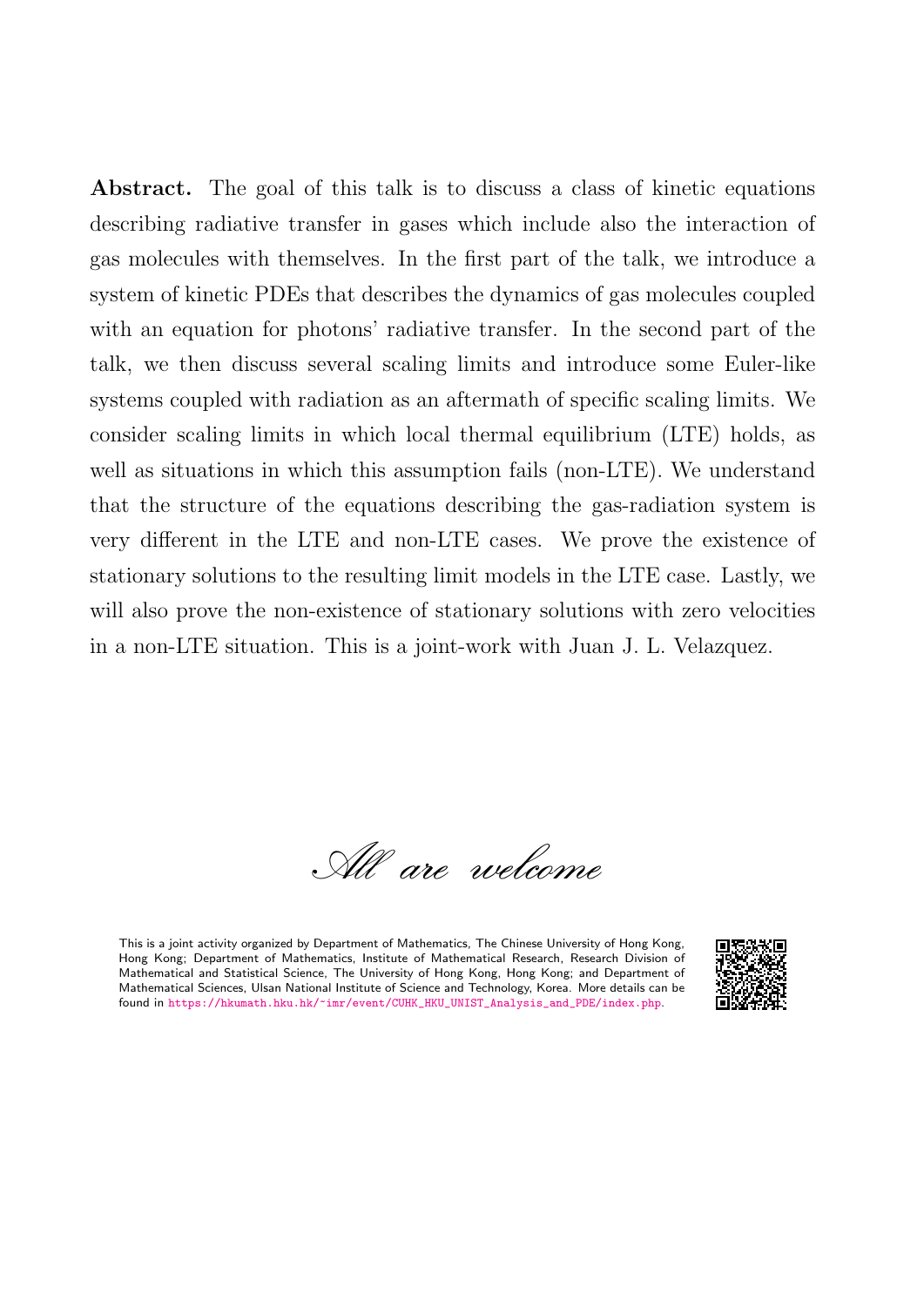**Abstract.** The goal of this talk is to discuss a class of kinetic equations describing radiative transfer in gases which include also the interaction of gas molecules with themselves. In the first part of the talk, we introduce a system of kinetic PDEs that describes the dynamics of gas molecules coupled with an equation for photons' radiative transfer. In the second part of the talk, we then discuss several scaling limits and introduce some Euler-like systems coupled with radiation as an aftermath of specific scaling limits. We consider scaling limits in which local thermal equilibrium (LTE) holds, as well as situations in which this assumption fails (non-LTE). We understand that the structure of the equations describing the gas-radiation system is very different in the LTE and non-LTE cases. We prove the existence of stationary solutions to the resulting limit models in the LTE case. Lastly, we will also prove the non-existence of stationary solutions with zero velocities in a non-LTE situation. This is a joint-work with Juan J. L. Velazquez.

*All are welcome*

This is a joint activity organized by Department of Mathematics, The Chinese University of Hong Kong, Hong Kong; Department of Mathematics, Institute of Mathematical Research, Research Division of Mathematical and Statistical Science, The University of Hong Kong, Hong Kong; and Department of Mathematical Sciences, Ulsan National Institute of Science and Technology, Korea. More details can be found in https://hkumath.hku.hk/~imr/event/CUHK_HKU_UNIST_Analysis_and_PDE/index.php.